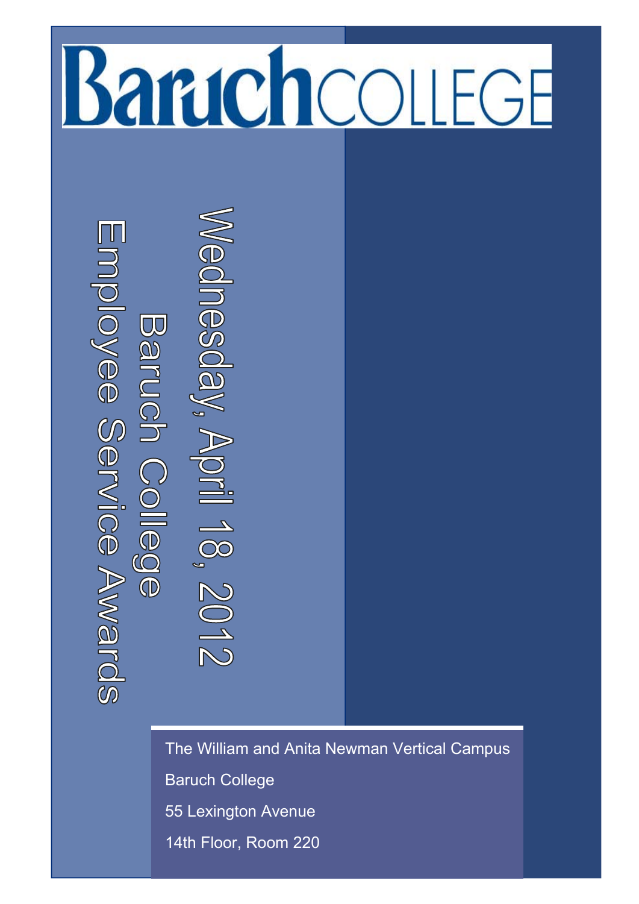# Baruch COLLEGE

## Wednesday, April 18, 2012

## Baruch College

## Employee Service Awards

The William and Anita Newman Vertical Campus

Baruch College

55 Lexington Avenue

14th Floor, Room 220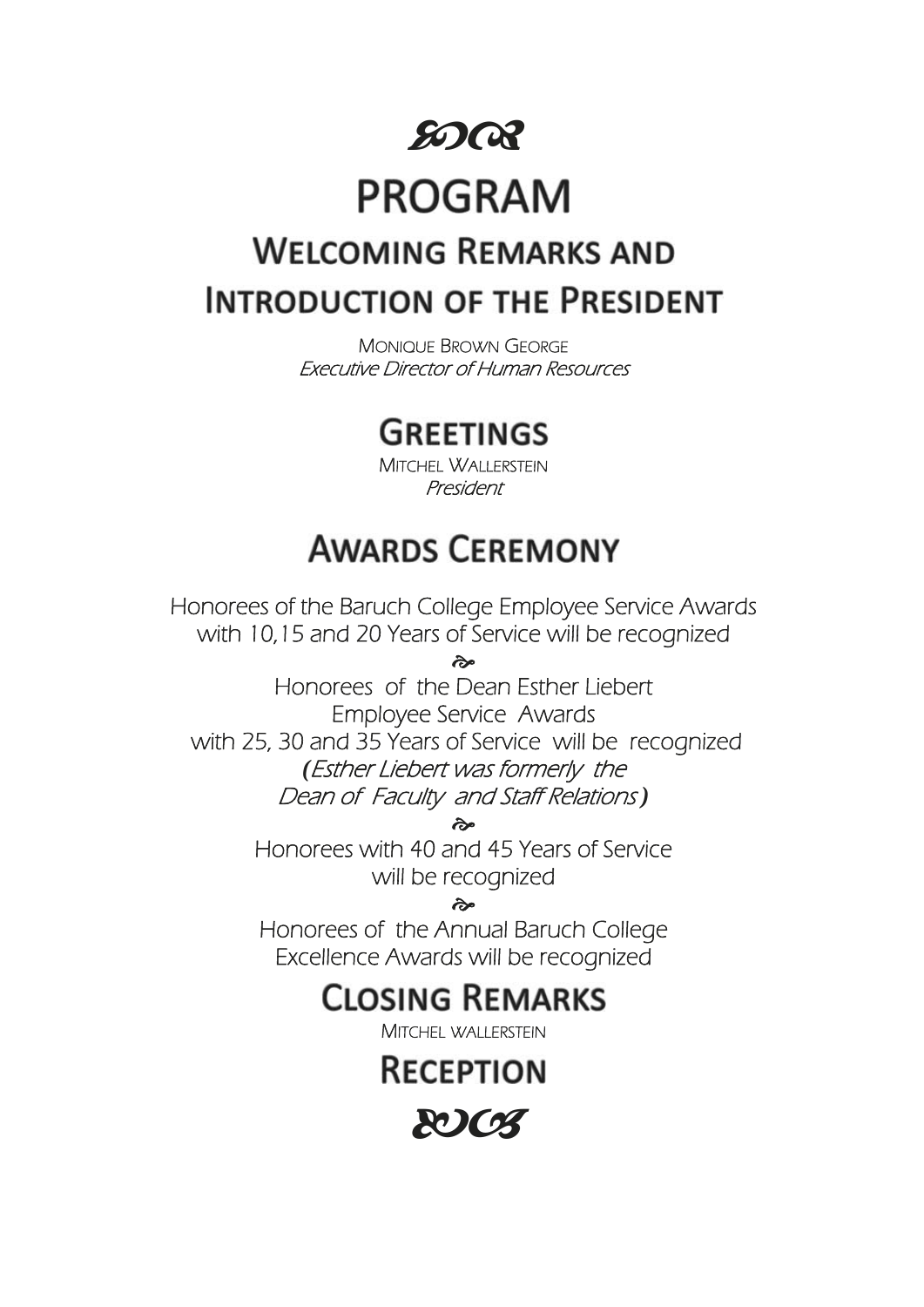# PROGRAM

## Welcoming Remarks and Introduction of the President

Monique Brown George
*Executive Director of Human Resources*

## Greetings

Mitchel Wallerstein
*President*

## Awards Ceremony

Honorees of the Baruch College Employee Service Awards with 10,15 and 20 Years of Service will be recognized

Honorees of the Dean Esther Liebert Employee Service Awards with 25, 30 and 35 Years of Service will be recognized
(*Esther Liebert was formerly the Dean of Faculty and Staff Relations*)

Honorees with 40 and 45 Years of Service will be recognized

Honorees of the Annual Baruch College Excellence Awards will be recognized

## Closing Remarks

Mitchel wallerstein

## Reception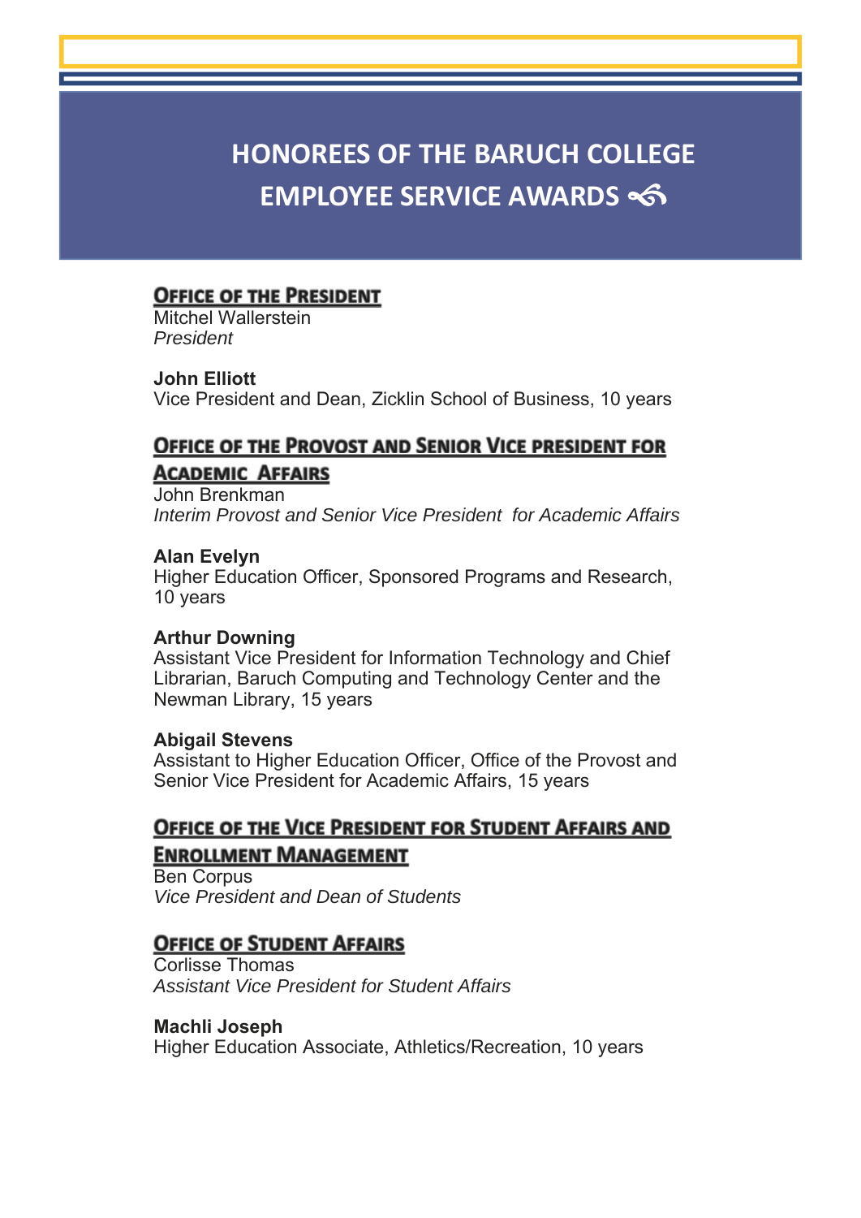# HONOREES OF THE BARUCH COLLEGE EMPLOYEE SERVICE AWARDS

## Office of the President

Mitchel Wallerstein
*President*

**John Elliott**
Vice President and Dean, Zicklin School of Business, 10 years

## Office of the Provost and Senior Vice President for Academic Affairs

John Brenkman
*Interim Provost and Senior Vice President for Academic Affairs*

**Alan Evelyn**
Higher Education Officer, Sponsored Programs and Research, 10 years

**Arthur Downing**
Assistant Vice President for Information Technology and Chief Librarian, Baruch Computing and Technology Center and the Newman Library, 15 years

**Abigail Stevens**
Assistant to Higher Education Officer, Office of the Provost and Senior Vice President for Academic Affairs, 15 years

## Office of the Vice President for Student Affairs and Enrollment Management

Ben Corpus
*Vice President and Dean of Students*

## Office of Student Affairs

Corlisse Thomas
*Assistant Vice President for Student Affairs*

**Machli Joseph**
Higher Education Associate, Athletics/Recreation, 10 years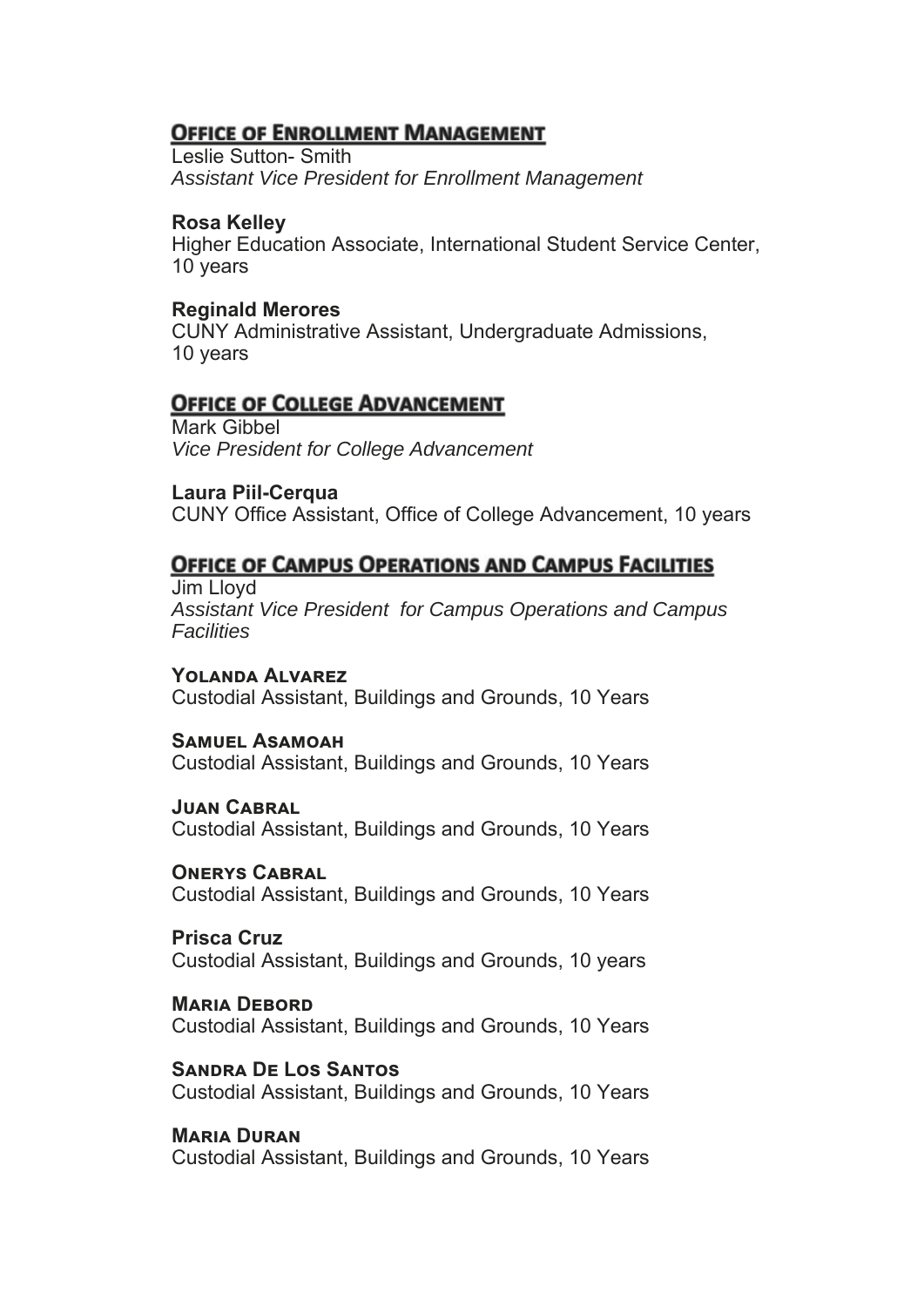## Office of Enrollment Management

Leslie Sutton- Smith
*Assistant Vice President for Enrollment Management*

**Rosa Kelley**
Higher Education Associate, International Student Service Center, 10 years

**Reginald Merores**
CUNY Administrative Assistant, Undergraduate Admissions, 10 years

## Office of College Advancement

Mark Gibbel
*Vice President for College Advancement*

**Laura Piil-Cerqua**
CUNY Office Assistant, Office of College Advancement, 10 years

## Office of Campus Operations and Campus Facilities

Jim Lloyd
*Assistant Vice President for Campus Operations and Campus Facilities*

**Yolanda Alvarez**
Custodial Assistant, Buildings and Grounds, 10 Years

**Samuel Asamoah**
Custodial Assistant, Buildings and Grounds, 10 Years

**Juan Cabral**
Custodial Assistant, Buildings and Grounds, 10 Years

**Onerys Cabral**
Custodial Assistant, Buildings and Grounds, 10 Years

**Prisca Cruz**
Custodial Assistant, Buildings and Grounds, 10 years

**Maria Debord**
Custodial Assistant, Buildings and Grounds, 10 Years

**Sandra De Los Santos**
Custodial Assistant, Buildings and Grounds, 10 Years

**Maria Duran**
Custodial Assistant, Buildings and Grounds, 10 Years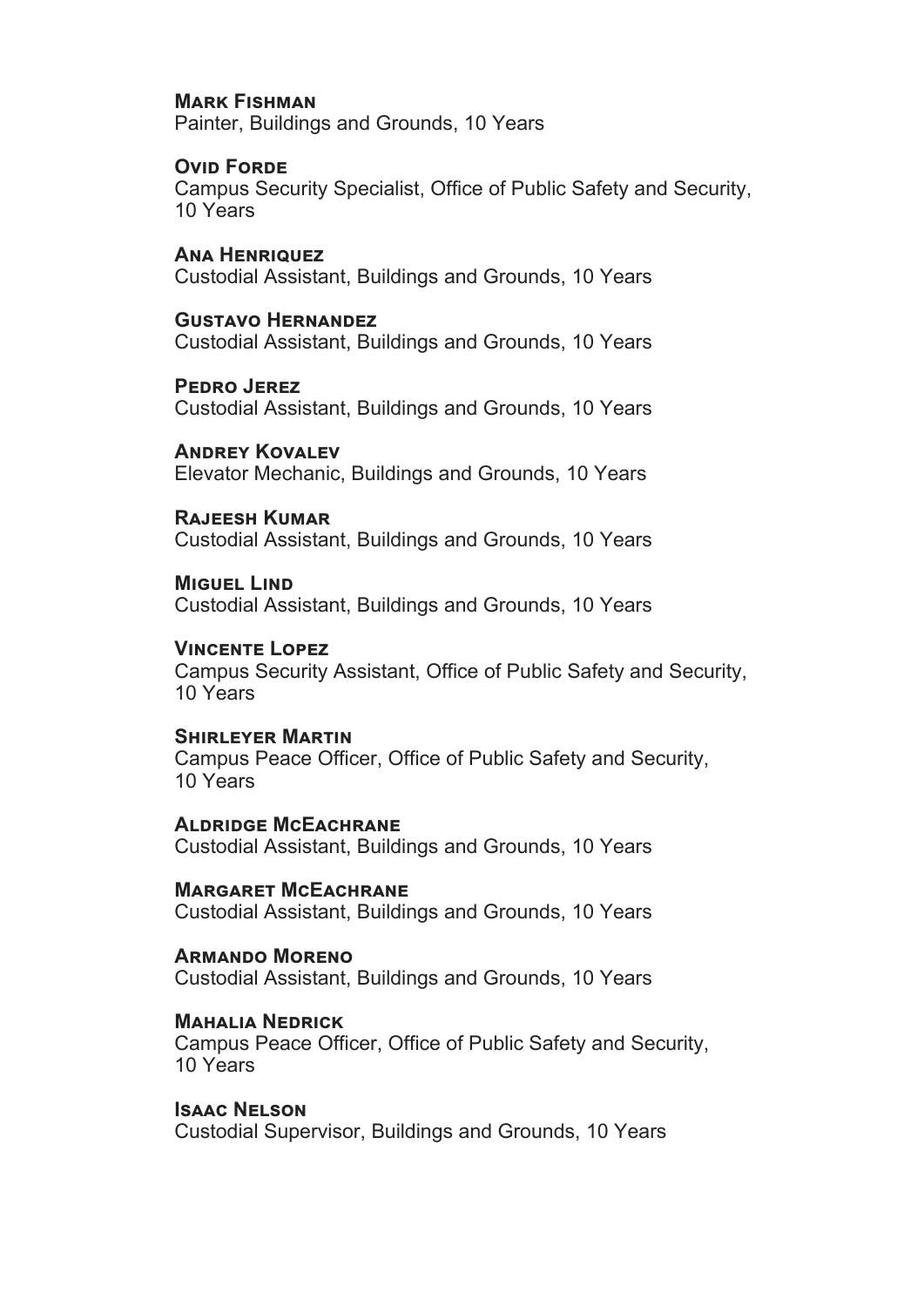**Mark Fishman**
Painter, Buildings and Grounds, 10 Years

**Ovid Forde**
Campus Security Specialist, Office of Public Safety and Security, 10 Years

**Ana Henriquez**
Custodial Assistant, Buildings and Grounds, 10 Years

**Gustavo Hernandez**
Custodial Assistant, Buildings and Grounds, 10 Years

**Pedro Jerez**
Custodial Assistant, Buildings and Grounds, 10 Years

**Andrey Kovalev**
Elevator Mechanic, Buildings and Grounds, 10 Years

**Rajeesh Kumar**
Custodial Assistant, Buildings and Grounds, 10 Years

**Miguel Lind**
Custodial Assistant, Buildings and Grounds, 10 Years

**Vincente Lopez**
Campus Security Assistant, Office of Public Safety and Security, 10 Years

**Shirleyer Martin**
Campus Peace Officer, Office of Public Safety and Security, 10 Years

**Aldridge McEachrane**
Custodial Assistant, Buildings and Grounds, 10 Years

**Margaret McEachrane**
Custodial Assistant, Buildings and Grounds, 10 Years

**Armando Moreno**
Custodial Assistant, Buildings and Grounds, 10 Years

**Mahalia Nedrick**
Campus Peace Officer, Office of Public Safety and Security, 10 Years

**Isaac Nelson**
Custodial Supervisor, Buildings and Grounds, 10 Years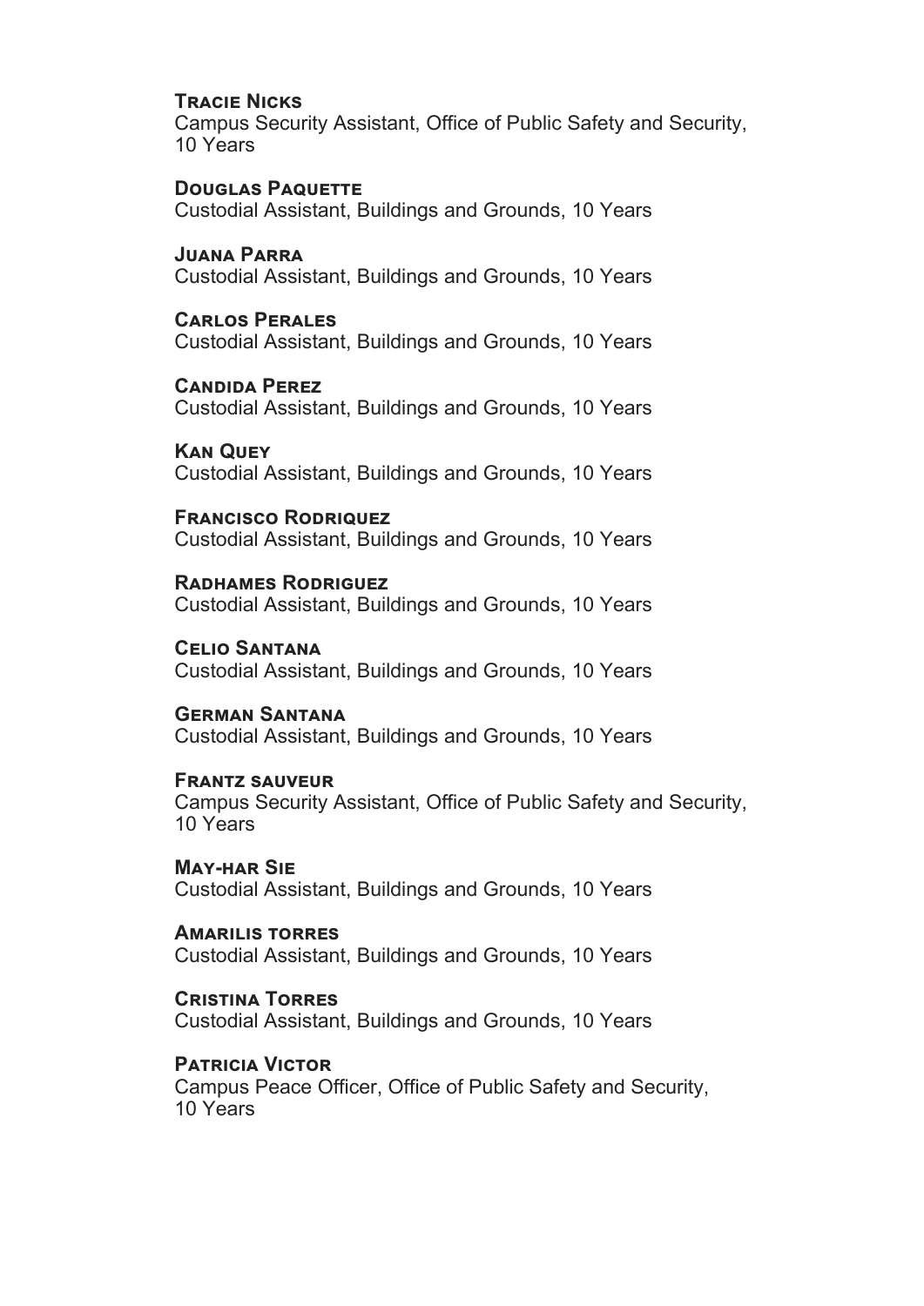**Tracie Nicks**
Campus Security Assistant, Office of Public Safety and Security, 10 Years

**Douglas Paquette**
Custodial Assistant, Buildings and Grounds, 10 Years

**Juana Parra**
Custodial Assistant, Buildings and Grounds, 10 Years

**Carlos Perales**
Custodial Assistant, Buildings and Grounds, 10 Years

**Candida Perez**
Custodial Assistant, Buildings and Grounds, 10 Years

**Kan Quey**
Custodial Assistant, Buildings and Grounds, 10 Years

**Francisco Rodriquez**
Custodial Assistant, Buildings and Grounds, 10 Years

**Radhames Rodriguez**
Custodial Assistant, Buildings and Grounds, 10 Years

**Celio Santana**
Custodial Assistant, Buildings and Grounds, 10 Years

**German Santana**
Custodial Assistant, Buildings and Grounds, 10 Years

**Frantz sauveur**
Campus Security Assistant, Office of Public Safety and Security, 10 Years

**May-har Sie**
Custodial Assistant, Buildings and Grounds, 10 Years

**Amarilis torres**
Custodial Assistant, Buildings and Grounds, 10 Years

**Cristina Torres**
Custodial Assistant, Buildings and Grounds, 10 Years

**Patricia Victor**
Campus Peace Officer, Office of Public Safety and Security, 10 Years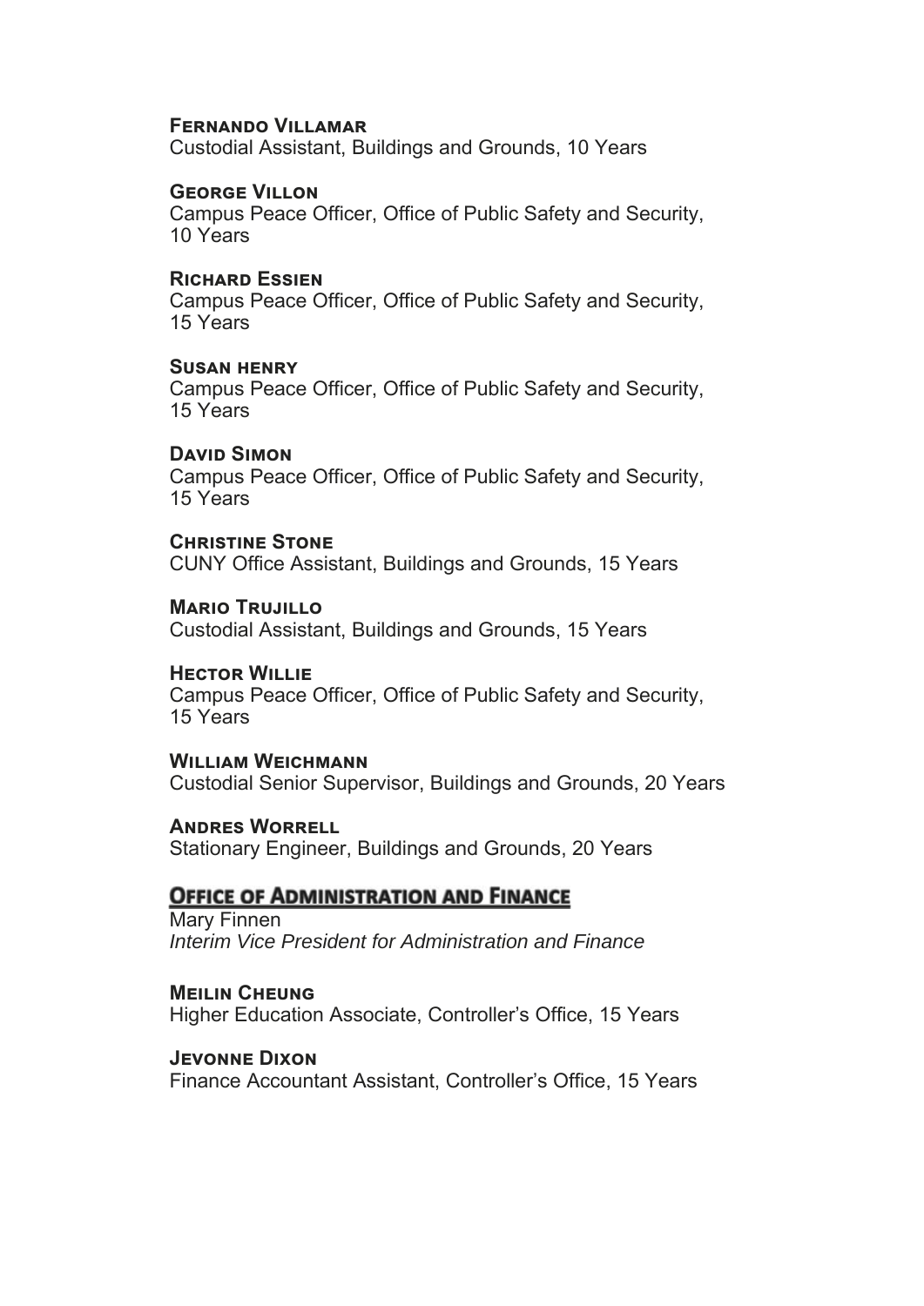**Fernando Villamar**
Custodial Assistant, Buildings and Grounds, 10 Years

**George Villon**
Campus Peace Officer, Office of Public Safety and Security, 10 Years

**Richard Essien**
Campus Peace Officer, Office of Public Safety and Security, 15 Years

**Susan henry**
Campus Peace Officer, Office of Public Safety and Security, 15 Years

**David Simon**
Campus Peace Officer, Office of Public Safety and Security, 15 Years

**Christine Stone**
CUNY Office Assistant, Buildings and Grounds, 15 Years

**Mario Trujillo**
Custodial Assistant, Buildings and Grounds, 15 Years

**Hector Willie**
Campus Peace Officer, Office of Public Safety and Security, 15 Years

**William Weichmann**
Custodial Senior Supervisor, Buildings and Grounds, 20 Years

**Andres Worrell**
Stationary Engineer, Buildings and Grounds, 20 Years

## Office of Administration and Finance

Mary Finnen
*Interim Vice President for Administration and Finance*

**Meilin Cheung**
Higher Education Associate, Controller's Office, 15 Years

**Jevonne Dixon**
Finance Accountant Assistant, Controller's Office, 15 Years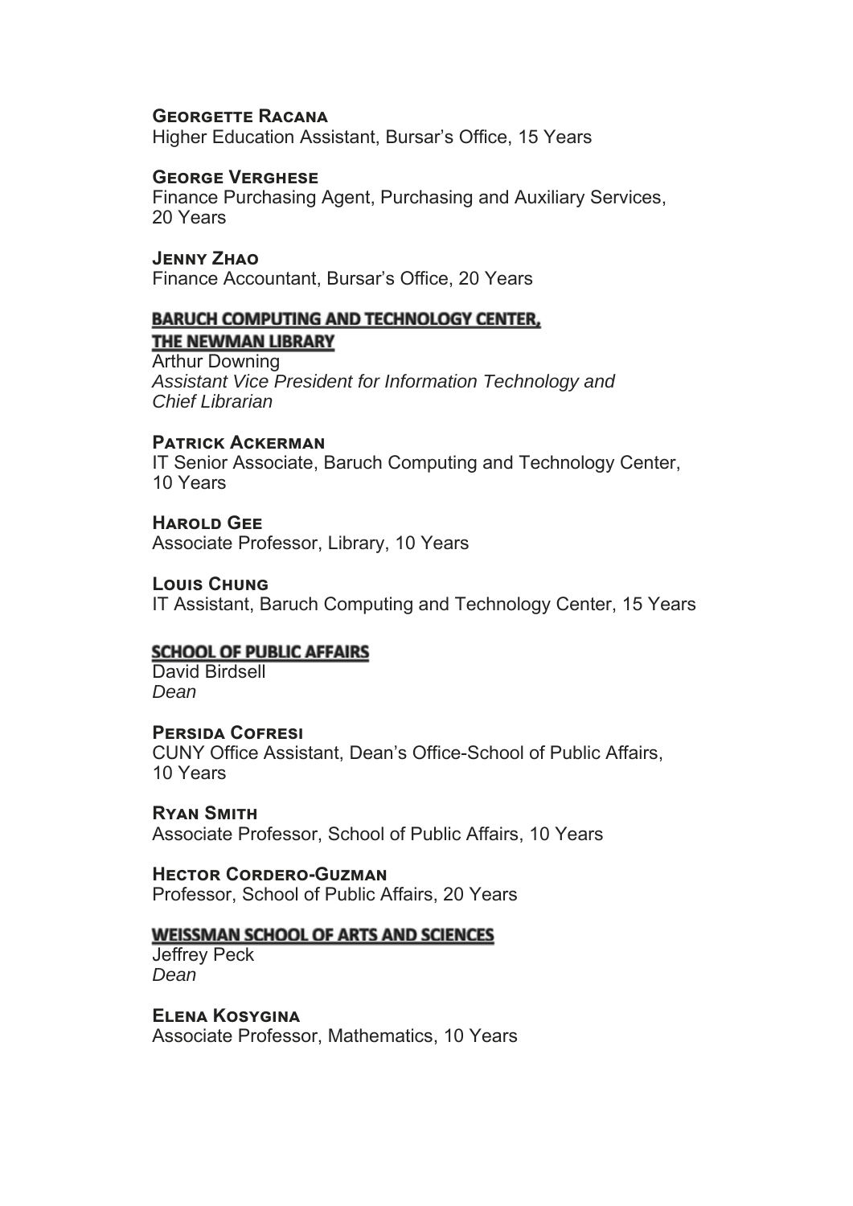**Georgette Racana**
Higher Education Assistant, Bursar's Office, 15 Years

**George Verghese**
Finance Purchasing Agent, Purchasing and Auxiliary Services, 20 Years

**Jenny Zhao**
Finance Accountant, Bursar's Office, 20 Years

## BARUCH COMPUTING AND TECHNOLOGY CENTER, THE NEWMAN LIBRARY

Arthur Downing
*Assistant Vice President for Information Technology and Chief Librarian*

**Patrick Ackerman**
IT Senior Associate, Baruch Computing and Technology Center, 10 Years

**Harold Gee**
Associate Professor, Library, 10 Years

**Louis Chung**
IT Assistant, Baruch Computing and Technology Center, 15 Years

## SCHOOL OF PUBLIC AFFAIRS

David Birdsell
*Dean*

**Persida Cofresi**
CUNY Office Assistant, Dean's Office-School of Public Affairs, 10 Years

**Ryan Smith**
Associate Professor, School of Public Affairs, 10 Years

**Hector Cordero-Guzman**
Professor, School of Public Affairs, 20 Years

## WEISSMAN SCHOOL OF ARTS AND SCIENCES

Jeffrey Peck
*Dean*

**Elena Kosygina**
Associate Professor, Mathematics, 10 Years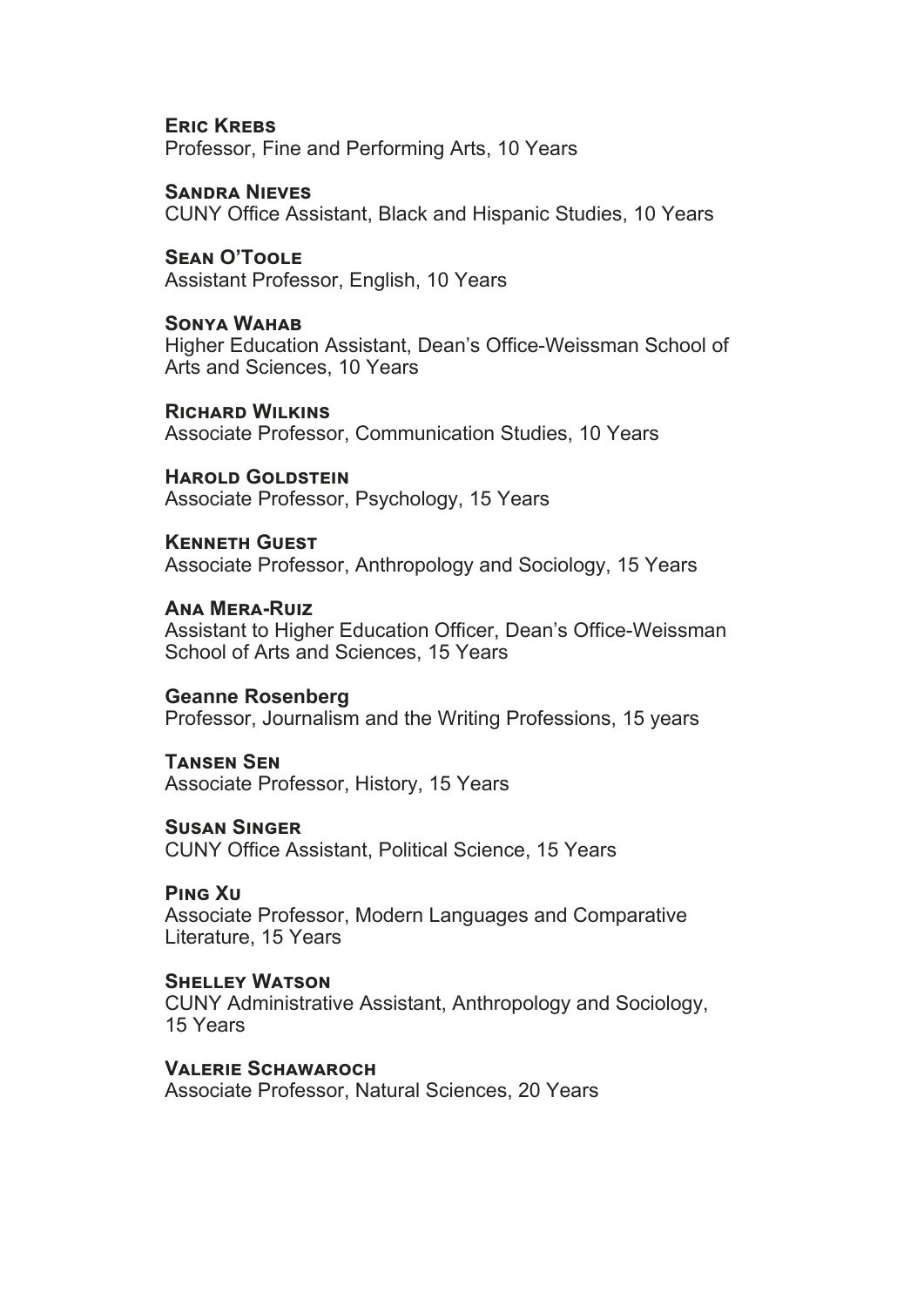**Eric Krebs**
Professor, Fine and Performing Arts, 10 Years

**Sandra Nieves**
CUNY Office Assistant, Black and Hispanic Studies, 10 Years

**Sean O'Toole**
Assistant Professor, English, 10 Years

**Sonya Wahab**
Higher Education Assistant, Dean's Office-Weissman School of Arts and Sciences, 10 Years

**Richard Wilkins**
Associate Professor, Communication Studies, 10 Years

**Harold Goldstein**
Associate Professor, Psychology, 15 Years

**Kenneth Guest**
Associate Professor, Anthropology and Sociology, 15 Years

**Ana Mera-Ruiz**
Assistant to Higher Education Officer, Dean's Office-Weissman School of Arts and Sciences, 15 Years

**Geanne Rosenberg**
Professor, Journalism and the Writing Professions, 15 years

**Tansen Sen**
Associate Professor, History, 15 Years

**Susan Singer**
CUNY Office Assistant, Political Science, 15 Years

**Ping Xu**
Associate Professor, Modern Languages and Comparative Literature, 15 Years

**Shelley Watson**
CUNY Administrative Assistant, Anthropology and Sociology, 15 Years

**Valerie Schawaroch**
Associate Professor, Natural Sciences, 20 Years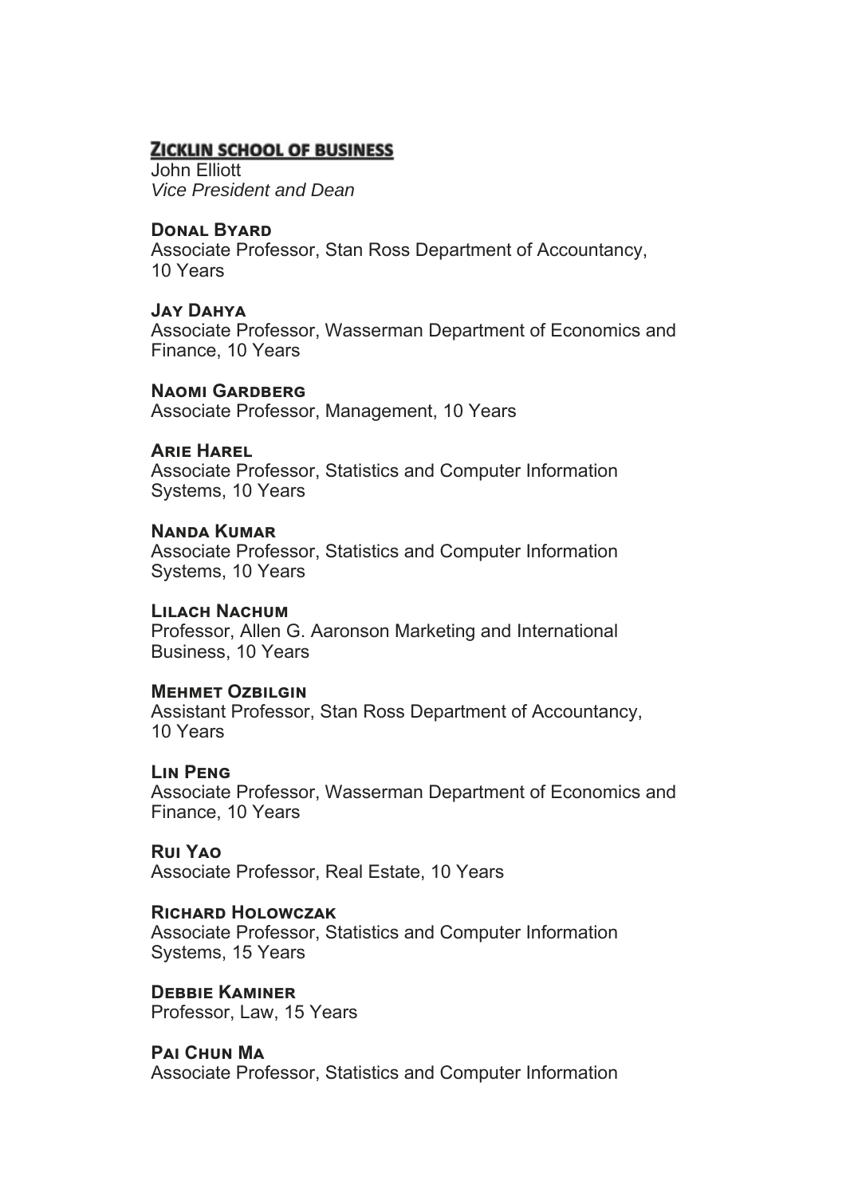## Zicklin School of Business

John Elliott
*Vice President and Dean*

**Donal Byard**
Associate Professor, Stan Ross Department of Accountancy, 10 Years

**Jay Dahya**
Associate Professor, Wasserman Department of Economics and Finance, 10 Years

**Naomi Gardberg**
Associate Professor, Management, 10 Years

**Arie Harel**
Associate Professor, Statistics and Computer Information Systems, 10 Years

**Nanda Kumar**
Associate Professor, Statistics and Computer Information Systems, 10 Years

**Lilach Nachum**
Professor, Allen G. Aaronson Marketing and International Business, 10 Years

**Mehmet Ozbilgin**
Assistant Professor, Stan Ross Department of Accountancy, 10 Years

**Lin Peng**
Associate Professor, Wasserman Department of Economics and Finance, 10 Years

**Rui Yao**
Associate Professor, Real Estate, 10 Years

**Richard Holowczak**
Associate Professor, Statistics and Computer Information Systems, 15 Years

**Debbie Kaminer**
Professor, Law, 15 Years

**Pai Chun Ma**
Associate Professor, Statistics and Computer Information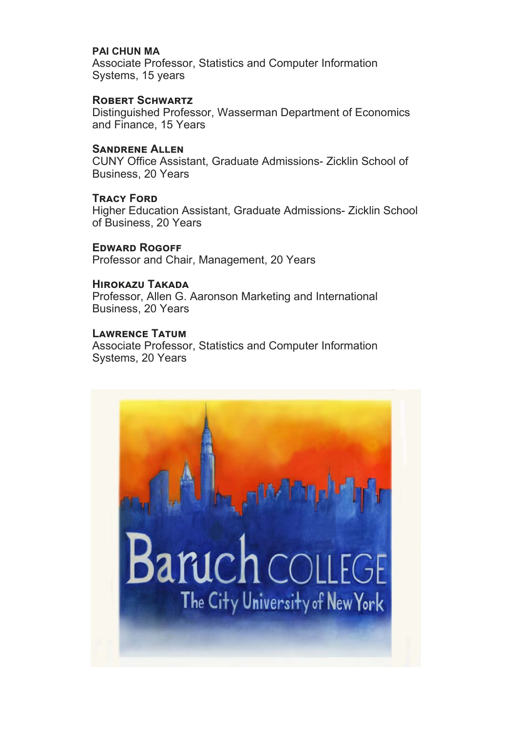**PAI CHUN MA**
Associate Professor, Statistics and Computer Information Systems, 15 years

**ROBERT SCHWARTZ**
Distinguished Professor, Wasserman Department of Economics and Finance, 15 Years

**SANDRENE ALLEN**
CUNY Office Assistant, Graduate Admissions- Zicklin School of Business, 20 Years

**TRACY FORD**
Higher Education Assistant, Graduate Admissions- Zicklin School of Business, 20 Years

**EDWARD ROGOFF**
Professor and Chair, Management, 20 Years

**HIROKAZU TAKADA**
Professor, Allen G. Aaronson Marketing and International Business, 20 Years

**LAWRENCE TATUM**
Associate Professor, Statistics and Computer Information Systems, 20 Years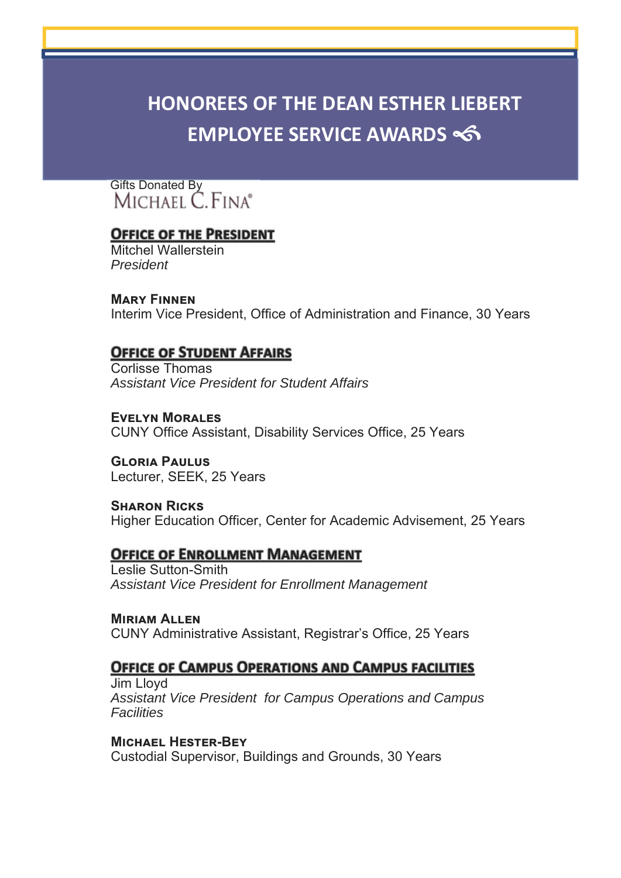# HONOREES OF THE DEAN ESTHER LIEBERT EMPLOYEE SERVICE AWARDS

Gifts Donated By
MICHAEL C. FINA®

## Office of the President

Mitchel Wallerstein
*President*

**Mary Finnen**
Interim Vice President, Office of Administration and Finance, 30 Years

## Office of Student Affairs

Corlisse Thomas
*Assistant Vice President for Student Affairs*

**Evelyn Morales**
CUNY Office Assistant, Disability Services Office, 25 Years

**Gloria Paulus**
Lecturer, SEEK, 25 Years

**Sharon Ricks**
Higher Education Officer, Center for Academic Advisement, 25 Years

## Office of Enrollment Management

Leslie Sutton-Smith
*Assistant Vice President for Enrollment Management*

**Miriam Allen**
CUNY Administrative Assistant, Registrar's Office, 25 Years

## Office of Campus Operations and Campus Facilities

Jim Lloyd
*Assistant Vice President for Campus Operations and Campus Facilities*

**Michael Hester-Bey**
Custodial Supervisor, Buildings and Grounds, 30 Years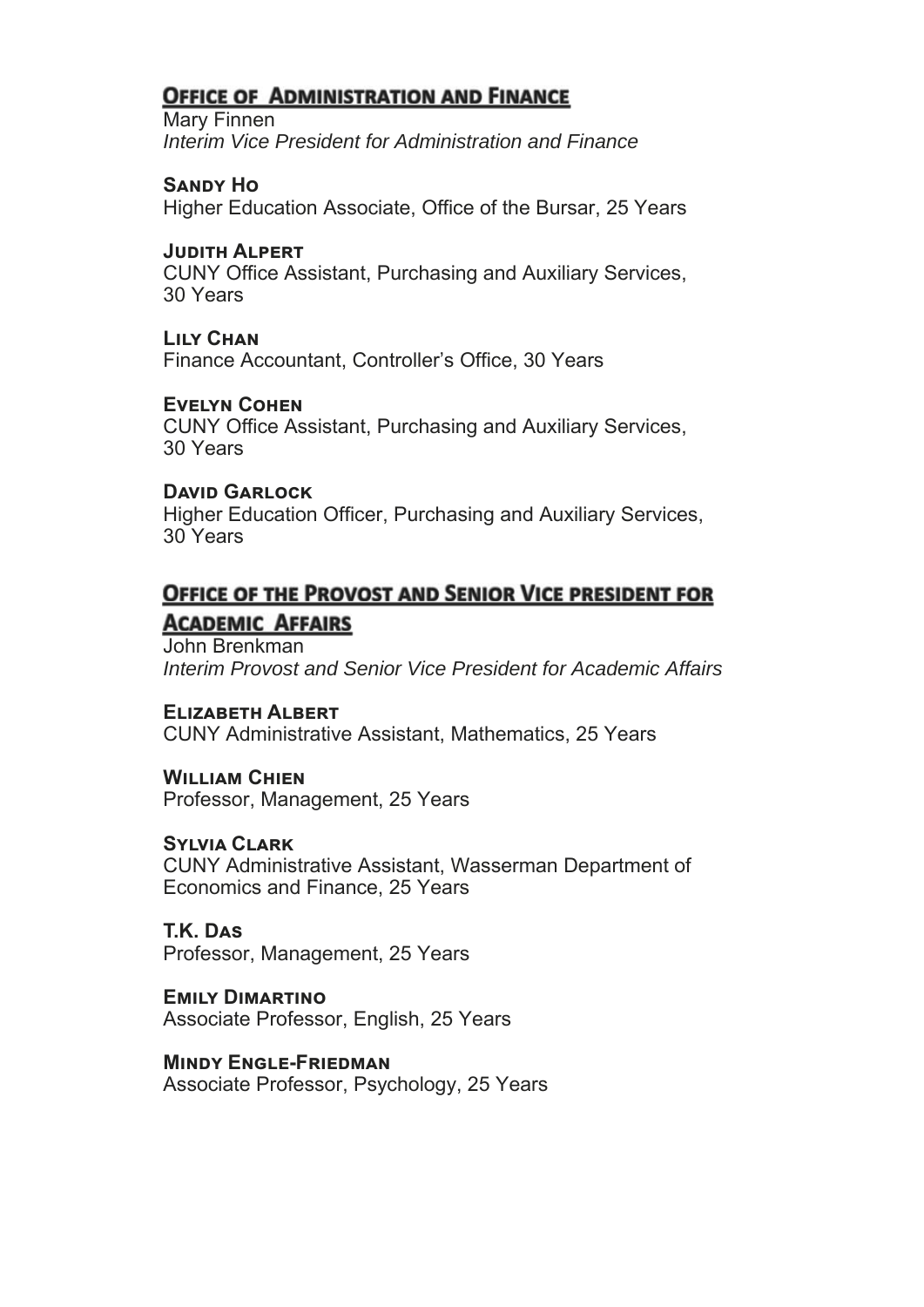## Office of Administration and Finance

Mary Finnen
*Interim Vice President for Administration and Finance*

**Sandy Ho**
Higher Education Associate, Office of the Bursar, 25 Years

**Judith Alpert**
CUNY Office Assistant, Purchasing and Auxiliary Services, 30 Years

**Lily Chan**
Finance Accountant, Controller's Office, 30 Years

**Evelyn Cohen**
CUNY Office Assistant, Purchasing and Auxiliary Services, 30 Years

**David Garlock**
Higher Education Officer, Purchasing and Auxiliary Services, 30 Years

## Office of the Provost and Senior Vice president for Academic Affairs

John Brenkman
*Interim Provost and Senior Vice President for Academic Affairs*

**Elizabeth Albert**
CUNY Administrative Assistant, Mathematics, 25 Years

**William Chien**
Professor, Management, 25 Years

**Sylvia Clark**
CUNY Administrative Assistant, Wasserman Department of Economics and Finance, 25 Years

**T.K. Das**
Professor, Management, 25 Years

**Emily Dimartino**
Associate Professor, English, 25 Years

**Mindy Engle-Friedman**
Associate Professor, Psychology, 25 Years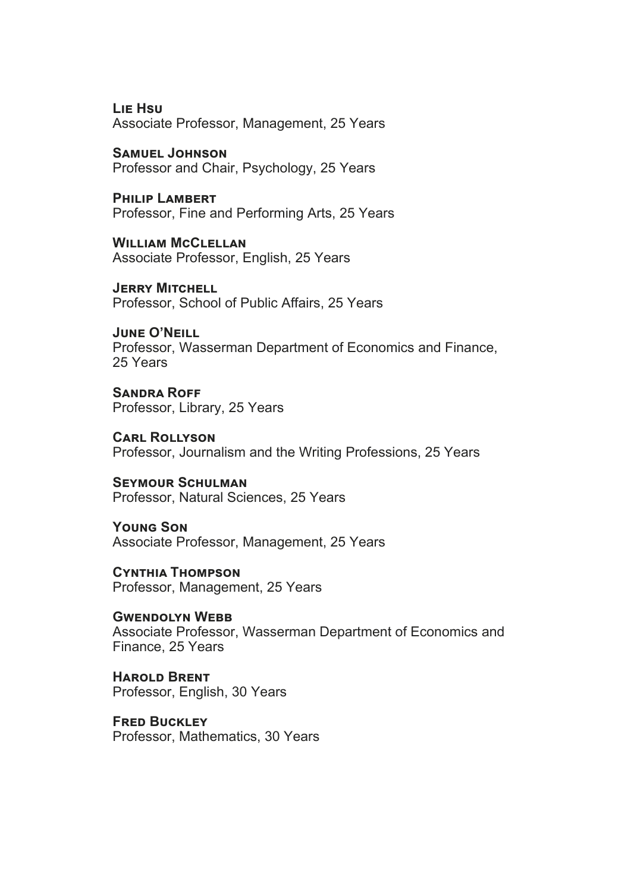**Lie Hsu**
Associate Professor, Management, 25 Years

**Samuel Johnson**
Professor and Chair, Psychology, 25 Years

**Philip Lambert**
Professor, Fine and Performing Arts, 25 Years

**William McClellan**
Associate Professor, English, 25 Years

**Jerry Mitchell**
Professor, School of Public Affairs, 25 Years

**June O'Neill**
Professor, Wasserman Department of Economics and Finance, 25 Years

**Sandra Roff**
Professor, Library, 25 Years

**Carl Rollyson**
Professor, Journalism and the Writing Professions, 25 Years

**Seymour Schulman**
Professor, Natural Sciences, 25 Years

**Young Son**
Associate Professor, Management, 25 Years

**Cynthia Thompson**
Professor, Management, 25 Years

**Gwendolyn Webb**
Associate Professor, Wasserman Department of Economics and Finance, 25 Years

**Harold Brent**
Professor, English, 30 Years

**Fred Buckley**
Professor, Mathematics, 30 Years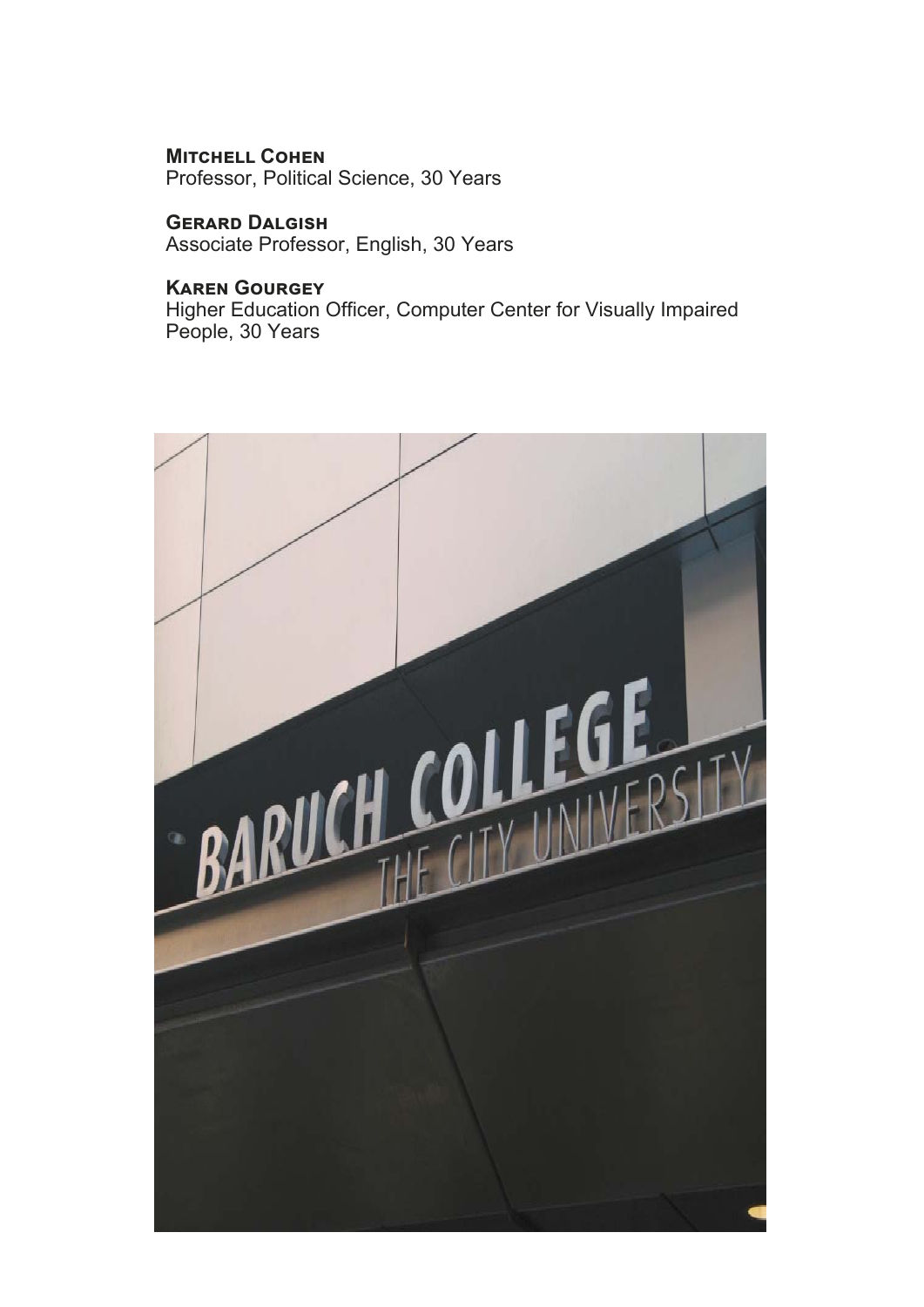**Mitchell Cohen**
Professor, Political Science, 30 Years

**Gerard Dalgish**
Associate Professor, English, 30 Years

**Karen Gourgey**
Higher Education Officer, Computer Center for Visually Impaired People, 30 Years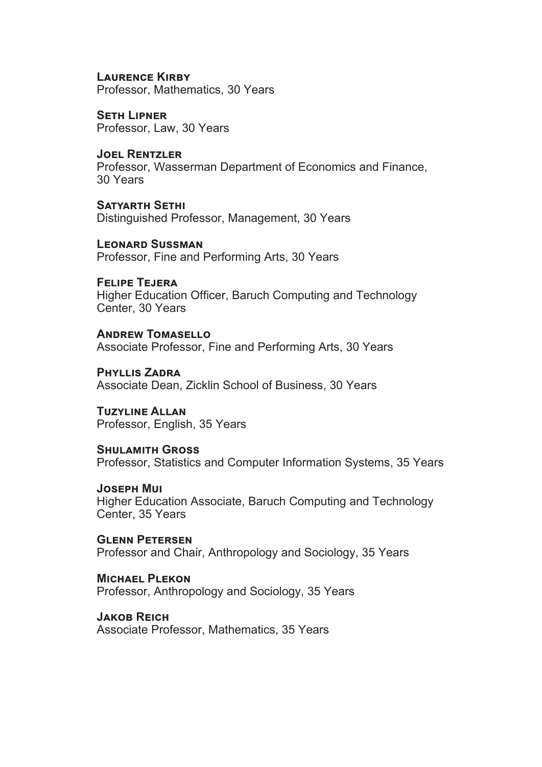**Laurence Kirby**
Professor, Mathematics, 30 Years

**Seth Lipner**
Professor, Law, 30 Years

**Joel Rentzler**
Professor, Wasserman Department of Economics and Finance, 30 Years

**Satyarth Sethi**
Distinguished Professor, Management, 30 Years

**Leonard Sussman**
Professor, Fine and Performing Arts, 30 Years

**Felipe Tejera**
Higher Education Officer, Baruch Computing and Technology Center, 30 Years

**Andrew Tomasello**
Associate Professor, Fine and Performing Arts, 30 Years

**Phyllis Zadra**
Associate Dean, Zicklin School of Business, 30 Years

**Tuzyline Allan**
Professor, English, 35 Years

**Shulamith Gross**
Professor, Statistics and Computer Information Systems, 35 Years

**Joseph Mui**
Higher Education Associate, Baruch Computing and Technology Center, 35 Years

**Glenn Petersen**
Professor and Chair, Anthropology and Sociology, 35 Years

**Michael Plekon**
Professor, Anthropology and Sociology, 35 Years

**Jakob Reich**
Associate Professor, Mathematics, 35 Years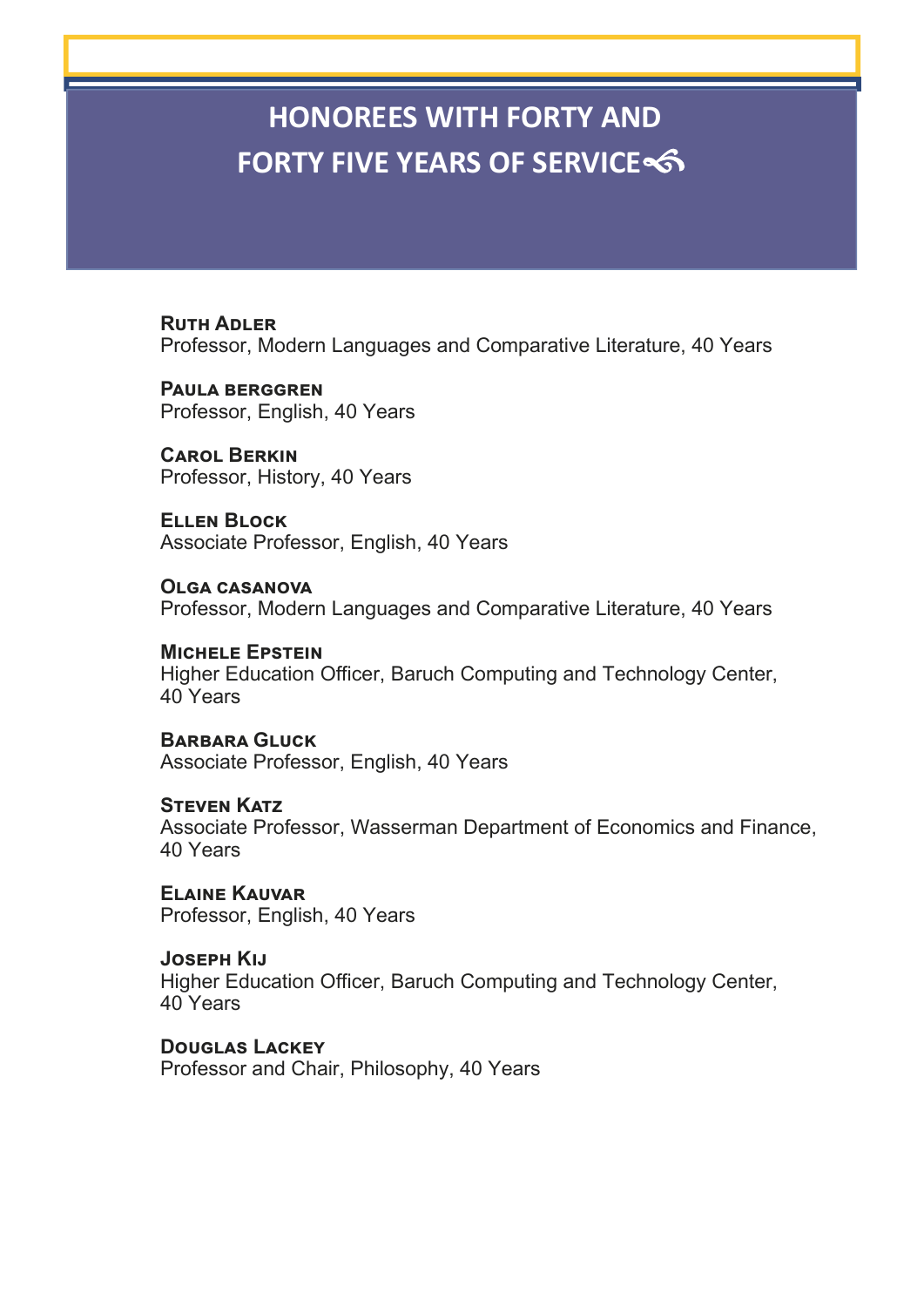# HONOREES WITH FORTY AND FORTY FIVE YEARS OF SERVICE

**Ruth Adler**
Professor, Modern Languages and Comparative Literature, 40 Years

**Paula berggren**
Professor, English, 40 Years

**Carol Berkin**
Professor, History, 40 Years

**Ellen Block**
Associate Professor, English, 40 Years

**Olga casanova**
Professor, Modern Languages and Comparative Literature, 40 Years

**Michele Epstein**
Higher Education Officer, Baruch Computing and Technology Center, 40 Years

**Barbara Gluck**
Associate Professor, English, 40 Years

**Steven Katz**
Associate Professor, Wasserman Department of Economics and Finance, 40 Years

**Elaine Kauvar**
Professor, English, 40 Years

**Joseph Kij**
Higher Education Officer, Baruch Computing and Technology Center, 40 Years

**Douglas Lackey**
Professor and Chair, Philosophy, 40 Years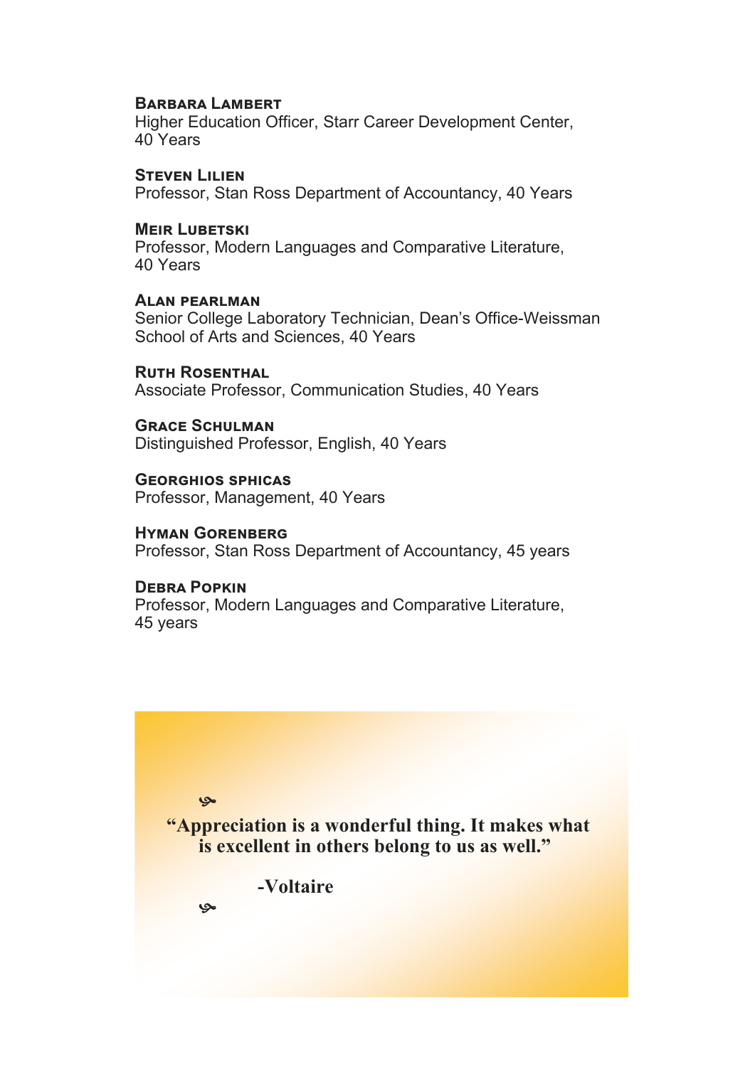**Barbara Lambert**
Higher Education Officer, Starr Career Development Center, 40 Years

**Steven Lilien**
Professor, Stan Ross Department of Accountancy, 40 Years

**Meir Lubetski**
Professor, Modern Languages and Comparative Literature, 40 Years

**Alan pearlman**
Senior College Laboratory Technician, Dean's Office-Weissman School of Arts and Sciences, 40 Years

**Ruth Rosenthal**
Associate Professor, Communication Studies, 40 Years

**Grace Schulman**
Distinguished Professor, English, 40 Years

**Georghios sphicas**
Professor, Management, 40 Years

**Hyman Gorenberg**
Professor, Stan Ross Department of Accountancy, 45 years

**Debra Popkin**
Professor, Modern Languages and Comparative Literature, 45 years

**"Appreciation is a wonderful thing. It makes what is excellent in others belong to us as well."**

**-Voltaire**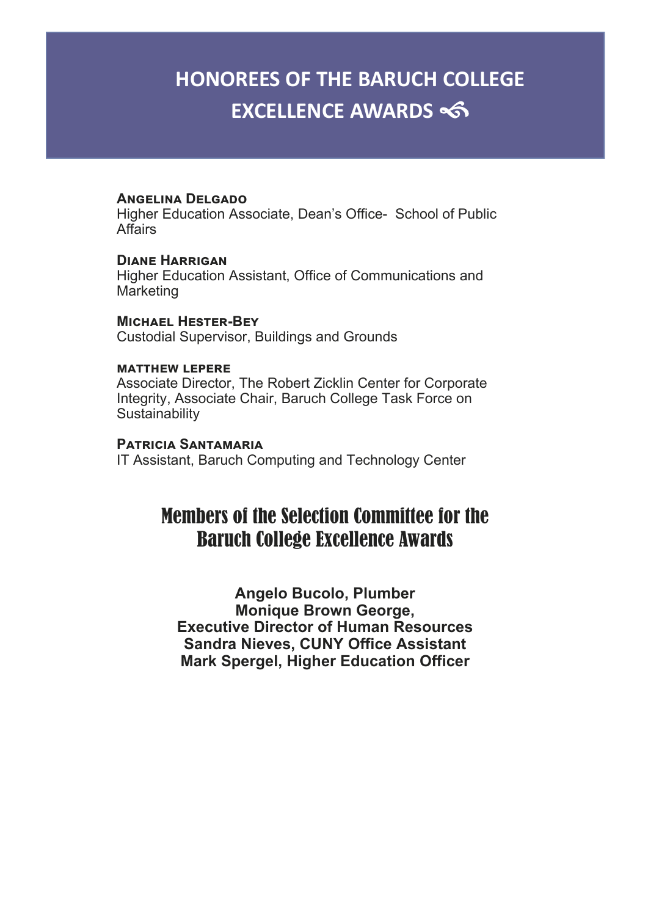# HONOREES OF THE BARUCH COLLEGE EXCELLENCE AWARDS

**Angelina Delgado**
Higher Education Associate, Dean's Office- School of Public Affairs

**Diane Harrigan**
Higher Education Assistant, Office of Communications and Marketing

**Michael Hester-Bey**
Custodial Supervisor, Buildings and Grounds

**matthew lepere**
Associate Director, The Robert Zicklin Center for Corporate Integrity, Associate Chair, Baruch College Task Force on Sustainability

**Patricia Santamaria**
IT Assistant, Baruch Computing and Technology Center

## Members of the Selection Committee for the Baruch College Excellence Awards

**Angelo Bucolo, Plumber**
**Monique Brown George,**
**Executive Director of Human Resources**
**Sandra Nieves, CUNY Office Assistant**
**Mark Spergel, Higher Education Officer**